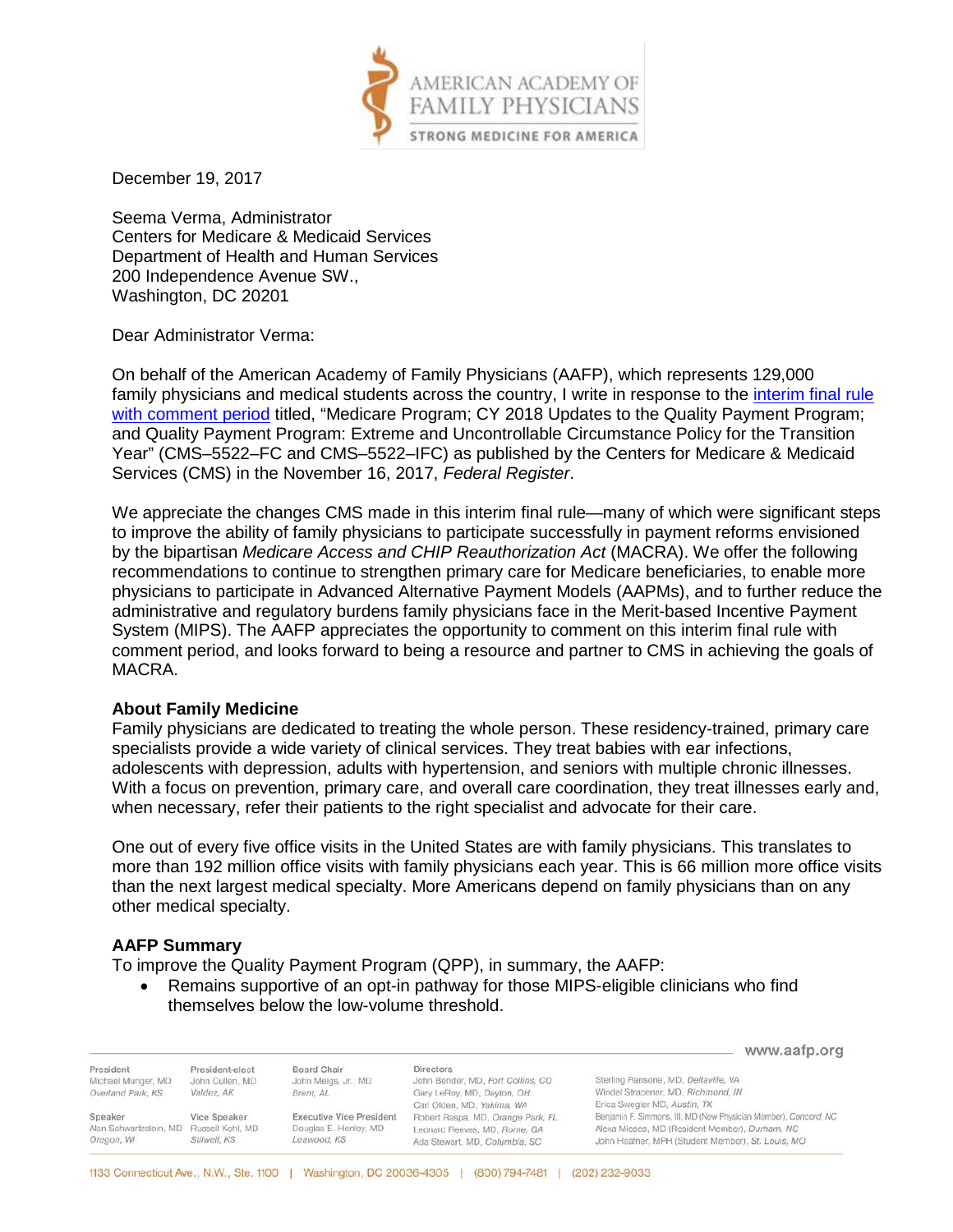December 19, 2017

Seema Verma, Administrator
Centers for Medicare & Medicaid Services
Department of Health and Human Services
200 Independence Avenue SW.,
Washington, DC 20201

Dear Administrator Verma:

On behalf of the American Academy of Family Physicians (AAFP), which represents 129,000 family physicians and medical students across the country, I write in response to the interim final rule with comment period titled, "Medicare Program; CY 2018 Updates to the Quality Payment Program; and Quality Payment Program: Extreme and Uncontrollable Circumstance Policy for the Transition Year" (CMS–5522–FC and CMS–5522–IFC) as published by the Centers for Medicare & Medicaid Services (CMS) in the November 16, 2017, *Federal Register*.

We appreciate the changes CMS made in this interim final rule—many of which were significant steps to improve the ability of family physicians to participate successfully in payment reforms envisioned by the bipartisan *Medicare Access and CHIP Reauthorization Act* (MACRA). We offer the following recommendations to continue to strengthen primary care for Medicare beneficiaries, to enable more physicians to participate in Advanced Alternative Payment Models (AAPMs), and to further reduce the administrative and regulatory burdens family physicians face in the Merit-based Incentive Payment System (MIPS). The AAFP appreciates the opportunity to comment on this interim final rule with comment period, and looks forward to being a resource and partner to CMS in achieving the goals of MACRA.

**About Family Medicine**

Family physicians are dedicated to treating the whole person. These residency-trained, primary care specialists provide a wide variety of clinical services. They treat babies with ear infections, adolescents with depression, adults with hypertension, and seniors with multiple chronic illnesses. With a focus on prevention, primary care, and overall care coordination, they treat illnesses early and, when necessary, refer their patients to the right specialist and advocate for their care.

One out of every five office visits in the United States are with family physicians. This translates to more than 192 million office visits with family physicians each year. This is 66 million more office visits than the next largest medical specialty. More Americans depend on family physicians than on any other medical specialty.

**AAFP Summary**

To improve the Quality Payment Program (QPP), in summary, the AAFP:

- Remains supportive of an opt-in pathway for those MIPS-eligible clinicians who find themselves below the low-volume threshold.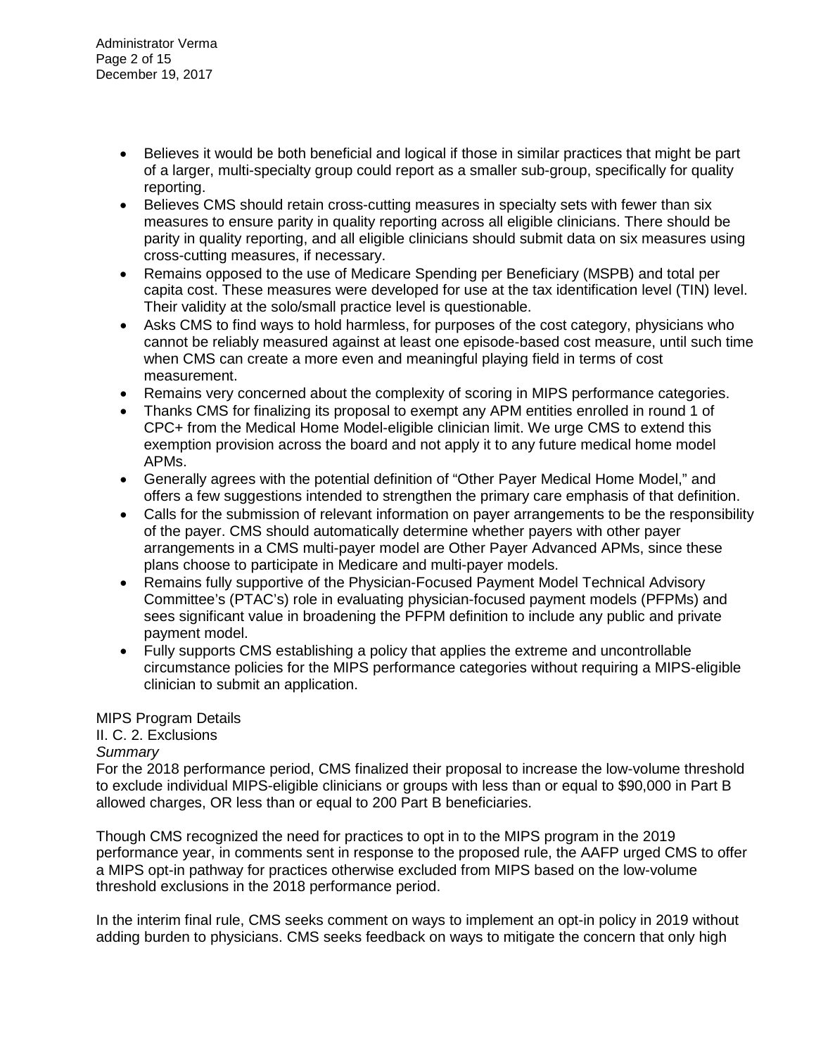- Believes it would be both beneficial and logical if those in similar practices that might be part of a larger, multi-specialty group could report as a smaller sub-group, specifically for quality reporting.
- Believes CMS should retain cross-cutting measures in specialty sets with fewer than six measures to ensure parity in quality reporting across all eligible clinicians. There should be parity in quality reporting, and all eligible clinicians should submit data on six measures using cross-cutting measures, if necessary.
- Remains opposed to the use of Medicare Spending per Beneficiary (MSPB) and total per capita cost. These measures were developed for use at the tax identification level (TIN) level. Their validity at the solo/small practice level is questionable.
- Asks CMS to find ways to hold harmless, for purposes of the cost category, physicians who cannot be reliably measured against at least one episode-based cost measure, until such time when CMS can create a more even and meaningful playing field in terms of cost measurement.
- Remains very concerned about the complexity of scoring in MIPS performance categories.
- Thanks CMS for finalizing its proposal to exempt any APM entities enrolled in round 1 of CPC+ from the Medical Home Model-eligible clinician limit. We urge CMS to extend this exemption provision across the board and not apply it to any future medical home model APMs.
- Generally agrees with the potential definition of "Other Payer Medical Home Model," and offers a few suggestions intended to strengthen the primary care emphasis of that definition.
- Calls for the submission of relevant information on payer arrangements to be the responsibility of the payer. CMS should automatically determine whether payers with other payer arrangements in a CMS multi-payer model are Other Payer Advanced APMs, since these plans choose to participate in Medicare and multi-payer models.
- Remains fully supportive of the Physician-Focused Payment Model Technical Advisory Committee's (PTAC's) role in evaluating physician-focused payment models (PFPMs) and sees significant value in broadening the PFPM definition to include any public and private payment model.
- Fully supports CMS establishing a policy that applies the extreme and uncontrollable circumstance policies for the MIPS performance categories without requiring a MIPS-eligible clinician to submit an application.

MIPS Program Details

II. C. 2. Exclusions

*Summary*

For the 2018 performance period, CMS finalized their proposal to increase the low-volume threshold to exclude individual MIPS-eligible clinicians or groups with less than or equal to $90,000 in Part B allowed charges, OR less than or equal to 200 Part B beneficiaries.

Though CMS recognized the need for practices to opt in to the MIPS program in the 2019 performance year, in comments sent in response to the proposed rule, the AAFP urged CMS to offer a MIPS opt-in pathway for practices otherwise excluded from MIPS based on the low-volume threshold exclusions in the 2018 performance period.

In the interim final rule, CMS seeks comment on ways to implement an opt-in policy in 2019 without adding burden to physicians. CMS seeks feedback on ways to mitigate the concern that only high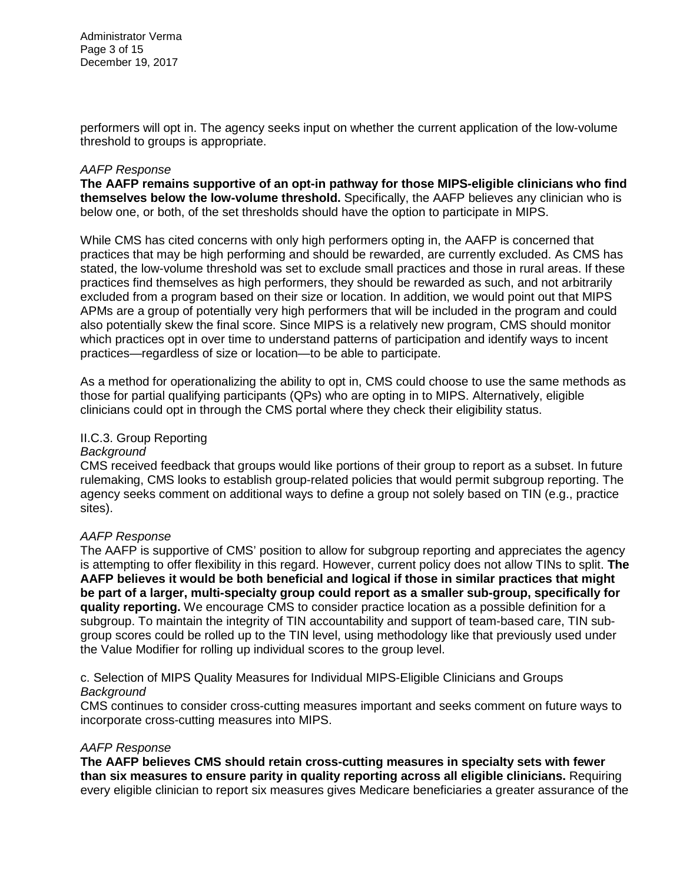performers will opt in. The agency seeks input on whether the current application of the low-volume threshold to groups is appropriate.

*AAFP Response*

**The AAFP remains supportive of an opt-in pathway for those MIPS-eligible clinicians who find themselves below the low-volume threshold.** Specifically, the AAFP believes any clinician who is below one, or both, of the set thresholds should have the option to participate in MIPS.

While CMS has cited concerns with only high performers opting in, the AAFP is concerned that practices that may be high performing and should be rewarded, are currently excluded. As CMS has stated, the low-volume threshold was set to exclude small practices and those in rural areas. If these practices find themselves as high performers, they should be rewarded as such, and not arbitrarily excluded from a program based on their size or location. In addition, we would point out that MIPS APMs are a group of potentially very high performers that will be included in the program and could also potentially skew the final score. Since MIPS is a relatively new program, CMS should monitor which practices opt in over time to understand patterns of participation and identify ways to incent practices—regardless of size or location—to be able to participate.

As a method for operationalizing the ability to opt in, CMS could choose to use the same methods as those for partial qualifying participants (QPs) who are opting in to MIPS. Alternatively, eligible clinicians could opt in through the CMS portal where they check their eligibility status.

II.C.3. Group Reporting

*Background*

CMS received feedback that groups would like portions of their group to report as a subset. In future rulemaking, CMS looks to establish group-related policies that would permit subgroup reporting. The agency seeks comment on additional ways to define a group not solely based on TIN (e.g., practice sites).

*AAFP Response*

The AAFP is supportive of CMS' position to allow for subgroup reporting and appreciates the agency is attempting to offer flexibility in this regard. However, current policy does not allow TINs to split. **The AAFP believes it would be both beneficial and logical if those in similar practices that might be part of a larger, multi-specialty group could report as a smaller sub-group, specifically for quality reporting.** We encourage CMS to consider practice location as a possible definition for a subgroup. To maintain the integrity of TIN accountability and support of team-based care, TIN sub-group scores could be rolled up to the TIN level, using methodology like that previously used under the Value Modifier for rolling up individual scores to the group level.

c. Selection of MIPS Quality Measures for Individual MIPS-Eligible Clinicians and Groups

*Background*

CMS continues to consider cross-cutting measures important and seeks comment on future ways to incorporate cross-cutting measures into MIPS.

*AAFP Response*

**The AAFP believes CMS should retain cross-cutting measures in specialty sets with fewer than six measures to ensure parity in quality reporting across all eligible clinicians.** Requiring every eligible clinician to report six measures gives Medicare beneficiaries a greater assurance of the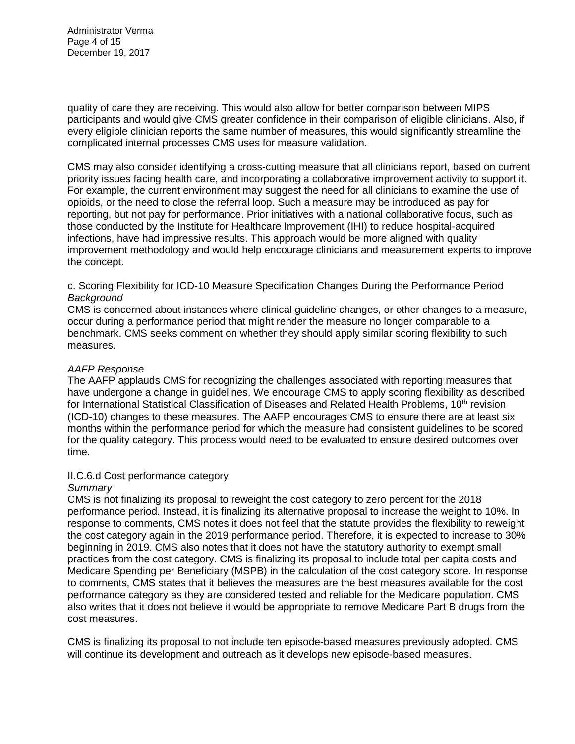quality of care they are receiving. This would also allow for better comparison between MIPS participants and would give CMS greater confidence in their comparison of eligible clinicians. Also, if every eligible clinician reports the same number of measures, this would significantly streamline the complicated internal processes CMS uses for measure validation.

CMS may also consider identifying a cross-cutting measure that all clinicians report, based on current priority issues facing health care, and incorporating a collaborative improvement activity to support it. For example, the current environment may suggest the need for all clinicians to examine the use of opioids, or the need to close the referral loop. Such a measure may be introduced as pay for reporting, but not pay for performance. Prior initiatives with a national collaborative focus, such as those conducted by the Institute for Healthcare Improvement (IHI) to reduce hospital-acquired infections, have had impressive results. This approach would be more aligned with quality improvement methodology and would help encourage clinicians and measurement experts to improve the concept.

c. Scoring Flexibility for ICD-10 Measure Specification Changes During the Performance Period
*Background*
CMS is concerned about instances where clinical guideline changes, or other changes to a measure, occur during a performance period that might render the measure no longer comparable to a benchmark. CMS seeks comment on whether they should apply similar scoring flexibility to such measures.

*AAFP Response*
The AAFP applauds CMS for recognizing the challenges associated with reporting measures that have undergone a change in guidelines. We encourage CMS to apply scoring flexibility as described for International Statistical Classification of Diseases and Related Health Problems, 10th revision (ICD-10) changes to these measures. The AAFP encourages CMS to ensure there are at least six months within the performance period for which the measure had consistent guidelines to be scored for the quality category. This process would need to be evaluated to ensure desired outcomes over time.

II.C.6.d Cost performance category
*Summary*
CMS is not finalizing its proposal to reweight the cost category to zero percent for the 2018 performance period. Instead, it is finalizing its alternative proposal to increase the weight to 10%. In response to comments, CMS notes it does not feel that the statute provides the flexibility to reweight the cost category again in the 2019 performance period. Therefore, it is expected to increase to 30% beginning in 2019. CMS also notes that it does not have the statutory authority to exempt small practices from the cost category. CMS is finalizing its proposal to include total per capita costs and Medicare Spending per Beneficiary (MSPB) in the calculation of the cost category score. In response to comments, CMS states that it believes the measures are the best measures available for the cost performance category as they are considered tested and reliable for the Medicare population. CMS also writes that it does not believe it would be appropriate to remove Medicare Part B drugs from the cost measures.

CMS is finalizing its proposal to not include ten episode-based measures previously adopted. CMS will continue its development and outreach as it develops new episode-based measures.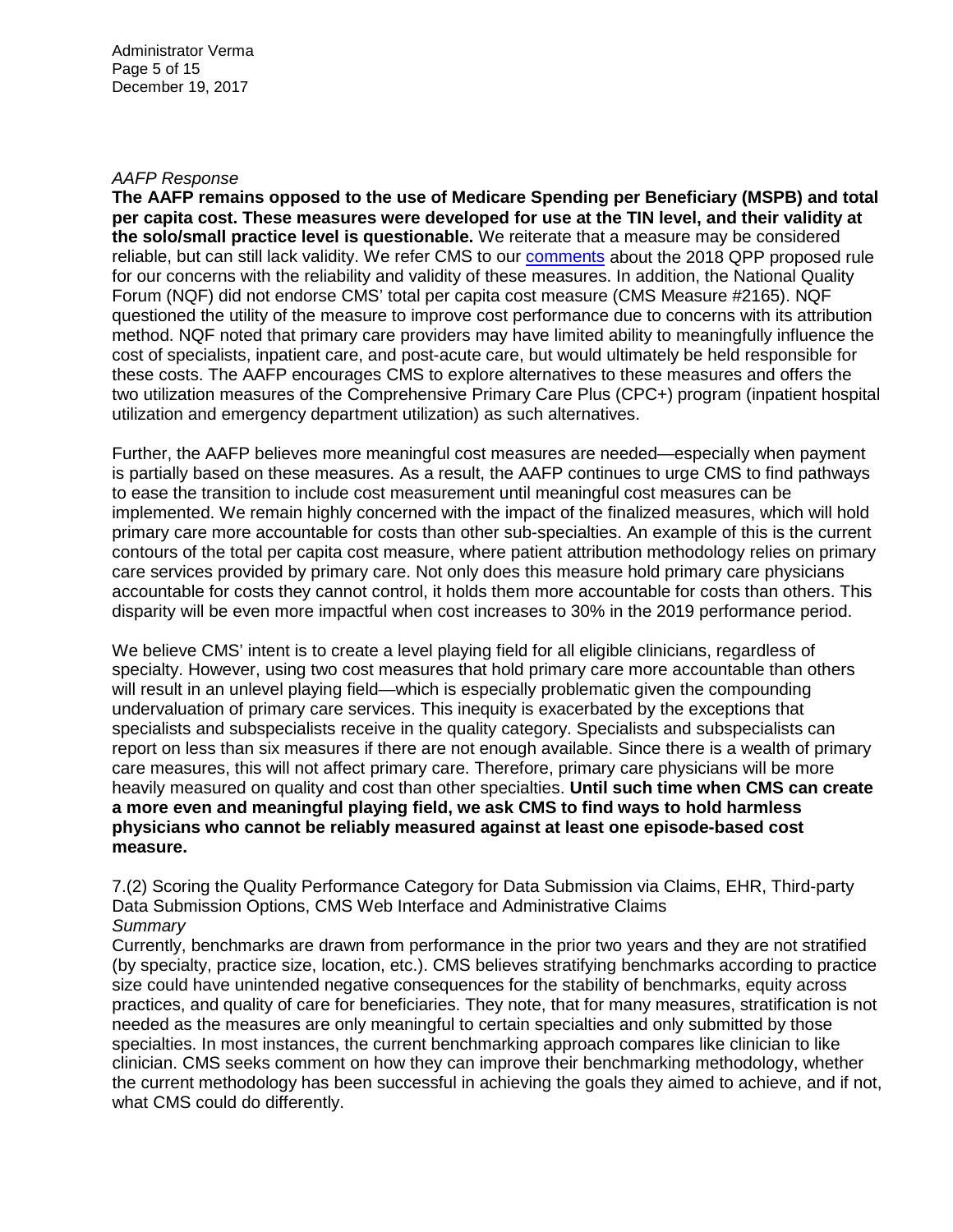*AFP Response*

**The AAFP remains opposed to the use of Medicare Spending per Beneficiary (MSPB) and total per capita cost. These measures were developed for use at the TIN level, and their validity at the solo/small practice level is questionable.** We reiterate that a measure may be considered reliable, but can still lack validity. We refer CMS to our comments about the 2018 QPP proposed rule for our concerns with the reliability and validity of these measures. In addition, the National Quality Forum (NQF) did not endorse CMS' total per capita cost measure (CMS Measure #2165). NQF questioned the utility of the measure to improve cost performance due to concerns with its attribution method. NQF noted that primary care providers may have limited ability to meaningfully influence the cost of specialists, inpatient care, and post-acute care, but would ultimately be held responsible for these costs. The AAFP encourages CMS to explore alternatives to these measures and offers the two utilization measures of the Comprehensive Primary Care Plus (CPC+) program (inpatient hospital utilization and emergency department utilization) as such alternatives.

Further, the AAFP believes more meaningful cost measures are needed—especially when payment is partially based on these measures. As a result, the AAFP continues to urge CMS to find pathways to ease the transition to include cost measurement until meaningful cost measures can be implemented. We remain highly concerned with the impact of the finalized measures, which will hold primary care more accountable for costs than other sub-specialties. An example of this is the current contours of the total per capita cost measure, where patient attribution methodology relies on primary care services provided by primary care. Not only does this measure hold primary care physicians accountable for costs they cannot control, it holds them more accountable for costs than others. This disparity will be even more impactful when cost increases to 30% in the 2019 performance period.

We believe CMS' intent is to create a level playing field for all eligible clinicians, regardless of specialty. However, using two cost measures that hold primary care more accountable than others will result in an unlevel playing field—which is especially problematic given the compounding undervaluation of primary care services. This inequity is exacerbated by the exceptions that specialists and subspecialists receive in the quality category. Specialists and subspecialists can report on less than six measures if there are not enough available. Since there is a wealth of primary care measures, this will not affect primary care. Therefore, primary care physicians will be more heavily measured on quality and cost than other specialties. **Until such time when CMS can create a more even and meaningful playing field, we ask CMS to find ways to hold harmless physicians who cannot be reliably measured against at least one episode-based cost measure.**

7.(2) Scoring the Quality Performance Category for Data Submission via Claims, EHR, Third-party Data Submission Options, CMS Web Interface and Administrative Claims

*Summary*

Currently, benchmarks are drawn from performance in the prior two years and they are not stratified (by specialty, practice size, location, etc.). CMS believes stratifying benchmarks according to practice size could have unintended negative consequences for the stability of benchmarks, equity across practices, and quality of care for beneficiaries. They note, that for many measures, stratification is not needed as the measures are only meaningful to certain specialties and only submitted by those specialties. In most instances, the current benchmarking approach compares like clinician to like clinician. CMS seeks comment on how they can improve their benchmarking methodology, whether the current methodology has been successful in achieving the goals they aimed to achieve, and if not, what CMS could do differently.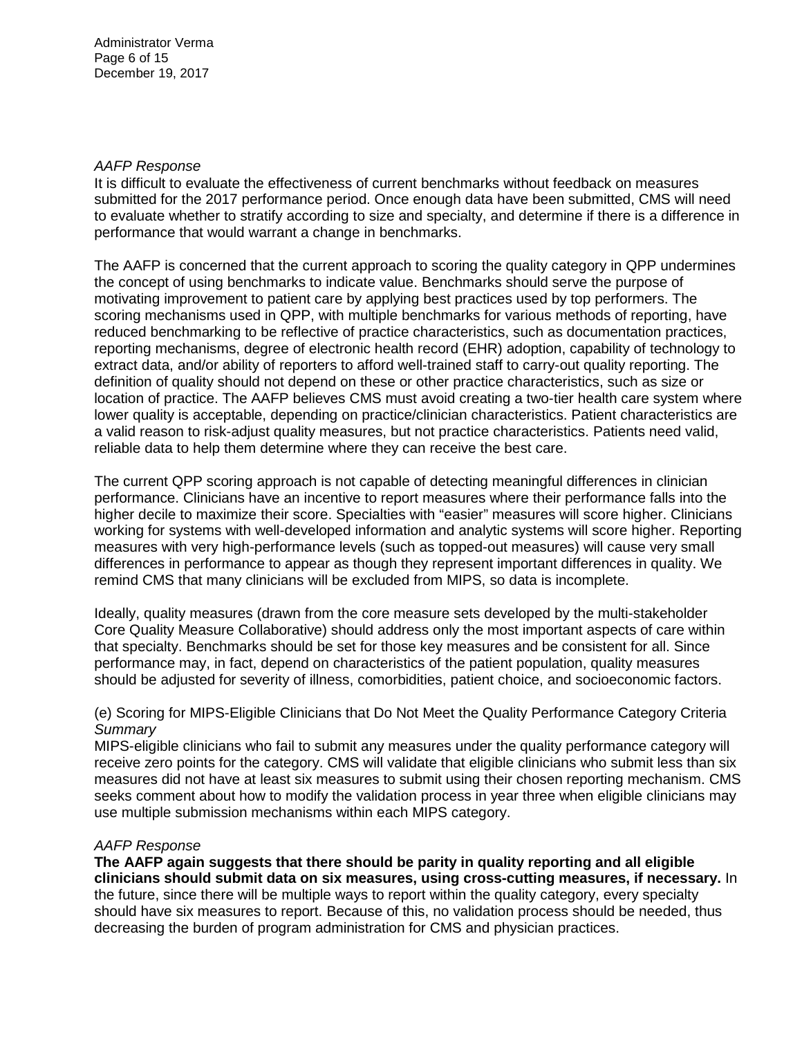*AAFP Response*

It is difficult to evaluate the effectiveness of current benchmarks without feedback on measures submitted for the 2017 performance period. Once enough data have been submitted, CMS will need to evaluate whether to stratify according to size and specialty, and determine if there is a difference in performance that would warrant a change in benchmarks.

The AAFP is concerned that the current approach to scoring the quality category in QPP undermines the concept of using benchmarks to indicate value. Benchmarks should serve the purpose of motivating improvement to patient care by applying best practices used by top performers. The scoring mechanisms used in QPP, with multiple benchmarks for various methods of reporting, have reduced benchmarking to be reflective of practice characteristics, such as documentation practices, reporting mechanisms, degree of electronic health record (EHR) adoption, capability of technology to extract data, and/or ability of reporters to afford well-trained staff to carry-out quality reporting. The definition of quality should not depend on these or other practice characteristics, such as size or location of practice. The AAFP believes CMS must avoid creating a two-tier health care system where lower quality is acceptable, depending on practice/clinician characteristics. Patient characteristics are a valid reason to risk-adjust quality measures, but not practice characteristics. Patients need valid, reliable data to help them determine where they can receive the best care.

The current QPP scoring approach is not capable of detecting meaningful differences in clinician performance. Clinicians have an incentive to report measures where their performance falls into the higher decile to maximize their score. Specialties with "easier" measures will score higher. Clinicians working for systems with well-developed information and analytic systems will score higher. Reporting measures with very high-performance levels (such as topped-out measures) will cause very small differences in performance to appear as though they represent important differences in quality. We remind CMS that many clinicians will be excluded from MIPS, so data is incomplete.

Ideally, quality measures (drawn from the core measure sets developed by the multi-stakeholder Core Quality Measure Collaborative) should address only the most important aspects of care within that specialty. Benchmarks should be set for those key measures and be consistent for all. Since performance may, in fact, depend on characteristics of the patient population, quality measures should be adjusted for severity of illness, comorbidities, patient choice, and socioeconomic factors.

(e) Scoring for MIPS-Eligible Clinicians that Do Not Meet the Quality Performance Category Criteria

*Summary*

MIPS-eligible clinicians who fail to submit any measures under the quality performance category will receive zero points for the category. CMS will validate that eligible clinicians who submit less than six measures did not have at least six measures to submit using their chosen reporting mechanism. CMS seeks comment about how to modify the validation process in year three when eligible clinicians may use multiple submission mechanisms within each MIPS category.

*AAFP Response*

**The AAFP again suggests that there should be parity in quality reporting and all eligible clinicians should submit data on six measures, using cross-cutting measures, if necessary.** In the future, since there will be multiple ways to report within the quality category, every specialty should have six measures to report. Because of this, no validation process should be needed, thus decreasing the burden of program administration for CMS and physician practices.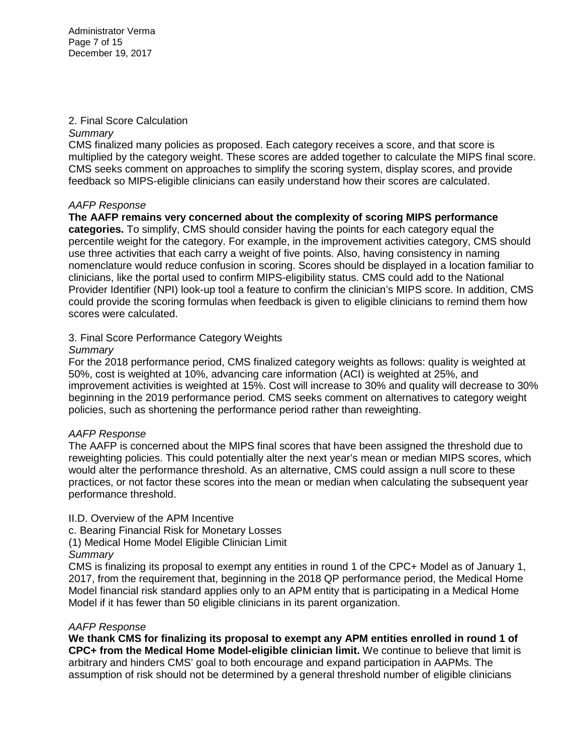2. Final Score Calculation

*Summary*

CMS finalized many policies as proposed. Each category receives a score, and that score is multiplied by the category weight. These scores are added together to calculate the MIPS final score. CMS seeks comment on approaches to simplify the scoring system, display scores, and provide feedback so MIPS-eligible clinicians can easily understand how their scores are calculated.

*AAFP Response*

**The AAFP remains very concerned about the complexity of scoring MIPS performance categories.** To simplify, CMS should consider having the points for each category equal the percentile weight for the category. For example, in the improvement activities category, CMS should use three activities that each carry a weight of five points. Also, having consistency in naming nomenclature would reduce confusion in scoring. Scores should be displayed in a location familiar to clinicians, like the portal used to confirm MIPS-eligibility status. CMS could add to the National Provider Identifier (NPI) look-up tool a feature to confirm the clinician's MIPS score. In addition, CMS could provide the scoring formulas when feedback is given to eligible clinicians to remind them how scores were calculated.

3. Final Score Performance Category Weights

*Summary*

For the 2018 performance period, CMS finalized category weights as follows: quality is weighted at 50%, cost is weighted at 10%, advancing care information (ACI) is weighted at 25%, and improvement activities is weighted at 15%. Cost will increase to 30% and quality will decrease to 30% beginning in the 2019 performance period. CMS seeks comment on alternatives to category weight policies, such as shortening the performance period rather than reweighting.

*AAFP Response*

The AAFP is concerned about the MIPS final scores that have been assigned the threshold due to reweighting policies. This could potentially alter the next year's mean or median MIPS scores, which would alter the performance threshold. As an alternative, CMS could assign a null score to these practices, or not factor these scores into the mean or median when calculating the subsequent year performance threshold.

II.D. Overview of the APM Incentive

c. Bearing Financial Risk for Monetary Losses

(1) Medical Home Model Eligible Clinician Limit

*Summary*

CMS is finalizing its proposal to exempt any entities in round 1 of the CPC+ Model as of January 1, 2017, from the requirement that, beginning in the 2018 QP performance period, the Medical Home Model financial risk standard applies only to an APM entity that is participating in a Medical Home Model if it has fewer than 50 eligible clinicians in its parent organization.

*AAFP Response*

**We thank CMS for finalizing its proposal to exempt any APM entities enrolled in round 1 of CPC+ from the Medical Home Model-eligible clinician limit.** We continue to believe that limit is arbitrary and hinders CMS' goal to both encourage and expand participation in AAPMs. The assumption of risk should not be determined by a general threshold number of eligible clinicians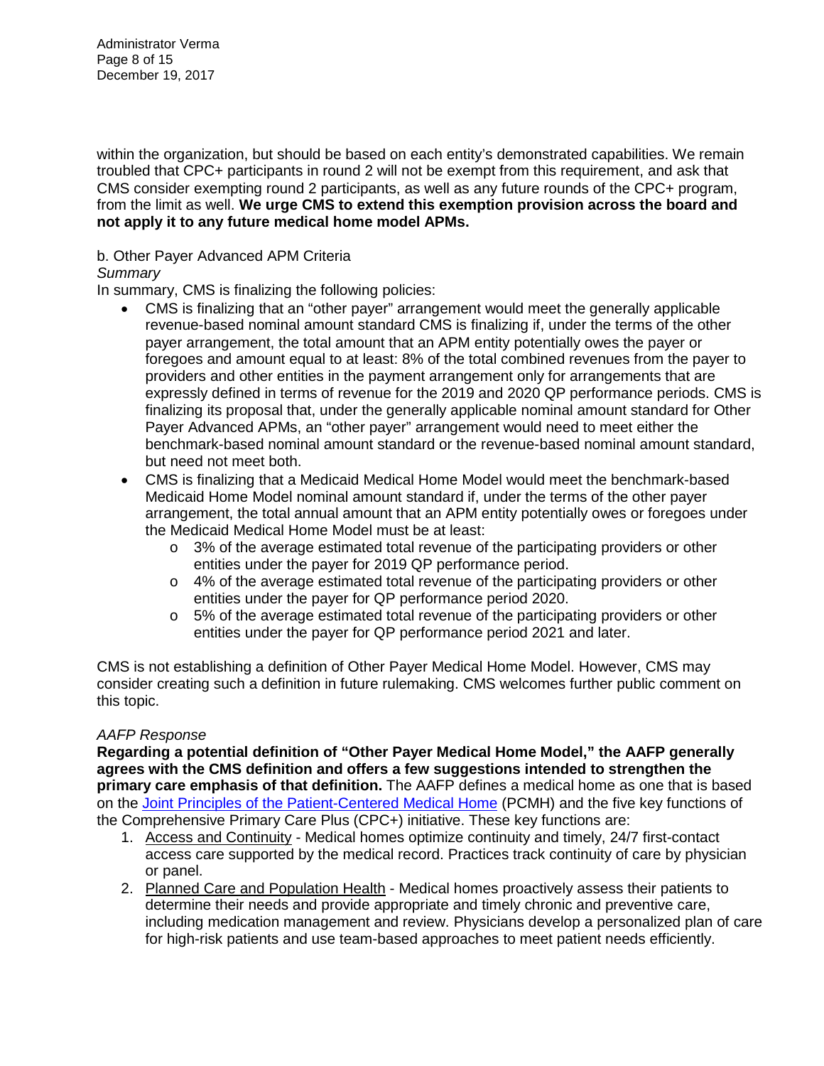within the organization, but should be based on each entity's demonstrated capabilities. We remain troubled that CPC+ participants in round 2 will not be exempt from this requirement, and ask that CMS consider exempting round 2 participants, as well as any future rounds of the CPC+ program, from the limit as well. **We urge CMS to extend this exemption provision across the board and not apply it to any future medical home model APMs.**

b. Other Payer Advanced APM Criteria

*Summary*

In summary, CMS is finalizing the following policies:

- CMS is finalizing that an "other payer" arrangement would meet the generally applicable revenue-based nominal amount standard CMS is finalizing if, under the terms of the other payer arrangement, the total amount that an APM entity potentially owes the payer or foregoes and amount equal to at least: 8% of the total combined revenues from the payer to providers and other entities in the payment arrangement only for arrangements that are expressly defined in terms of revenue for the 2019 and 2020 QP performance periods. CMS is finalizing its proposal that, under the generally applicable nominal amount standard for Other Payer Advanced APMs, an "other payer" arrangement would need to meet either the benchmark-based nominal amount standard or the revenue-based nominal amount standard, but need not meet both.
- CMS is finalizing that a Medicaid Medical Home Model would meet the benchmark-based Medicaid Home Model nominal amount standard if, under the terms of the other payer arrangement, the total annual amount that an APM entity potentially owes or foregoes under the Medicaid Medical Home Model must be at least:
  - 3% of the average estimated total revenue of the participating providers or other entities under the payer for 2019 QP performance period.
  - 4% of the average estimated total revenue of the participating providers or other entities under the payer for QP performance period 2020.
  - 5% of the average estimated total revenue of the participating providers or other entities under the payer for QP performance period 2021 and later.

CMS is not establishing a definition of Other Payer Medical Home Model. However, CMS may consider creating such a definition in future rulemaking. CMS welcomes further public comment on this topic.

*AAFP Response*

**Regarding a potential definition of "Other Payer Medical Home Model," the AAFP generally agrees with the CMS definition and offers a few suggestions intended to strengthen the primary care emphasis of that definition.** The AAFP defines a medical home as one that is based on the Joint Principles of the Patient-Centered Medical Home (PCMH) and the five key functions of the Comprehensive Primary Care Plus (CPC+) initiative. These key functions are:

1. Access and Continuity - Medical homes optimize continuity and timely, 24/7 first-contact access care supported by the medical record. Practices track continuity of care by physician or panel.
2. Planned Care and Population Health - Medical homes proactively assess their patients to determine their needs and provide appropriate and timely chronic and preventive care, including medication management and review. Physicians develop a personalized plan of care for high-risk patients and use team-based approaches to meet patient needs efficiently.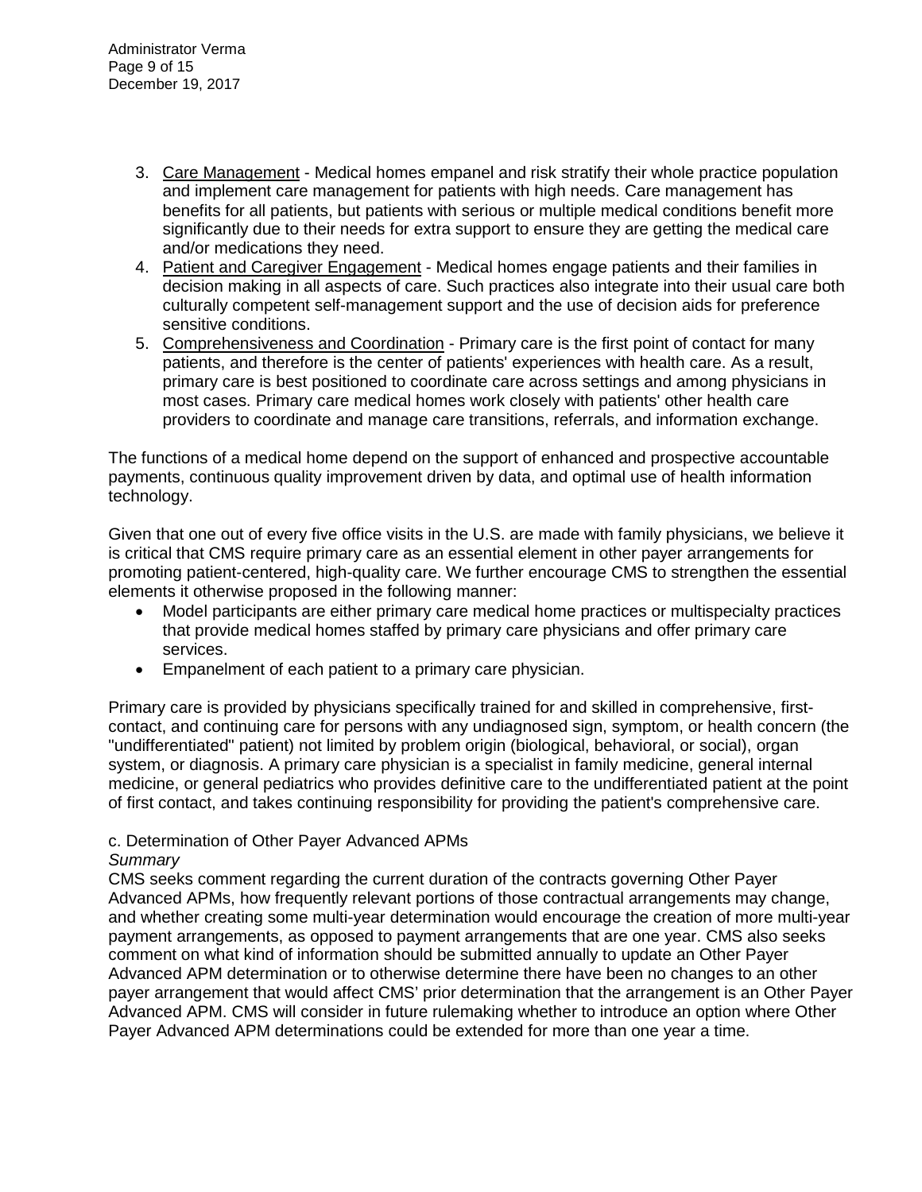3. Care Management - Medical homes empanel and risk stratify their whole practice population and implement care management for patients with high needs. Care management has benefits for all patients, but patients with serious or multiple medical conditions benefit more significantly due to their needs for extra support to ensure they are getting the medical care and/or medications they need.
4. Patient and Caregiver Engagement - Medical homes engage patients and their families in decision making in all aspects of care. Such practices also integrate into their usual care both culturally competent self-management support and the use of decision aids for preference sensitive conditions.
5. Comprehensiveness and Coordination - Primary care is the first point of contact for many patients, and therefore is the center of patients' experiences with health care. As a result, primary care is best positioned to coordinate care across settings and among physicians in most cases. Primary care medical homes work closely with patients' other health care providers to coordinate and manage care transitions, referrals, and information exchange.

The functions of a medical home depend on the support of enhanced and prospective accountable payments, continuous quality improvement driven by data, and optimal use of health information technology.

Given that one out of every five office visits in the U.S. are made with family physicians, we believe it is critical that CMS require primary care as an essential element in other payer arrangements for promoting patient-centered, high-quality care. We further encourage CMS to strengthen the essential elements it otherwise proposed in the following manner:

- Model participants are either primary care medical home practices or multispecialty practices that provide medical homes staffed by primary care physicians and offer primary care services.
- Empanelment of each patient to a primary care physician.

Primary care is provided by physicians specifically trained for and skilled in comprehensive, first-contact, and continuing care for persons with any undiagnosed sign, symptom, or health concern (the "undifferentiated" patient) not limited by problem origin (biological, behavioral, or social), organ system, or diagnosis. A primary care physician is a specialist in family medicine, general internal medicine, or general pediatrics who provides definitive care to the undifferentiated patient at the point of first contact, and takes continuing responsibility for providing the patient's comprehensive care.

c. Determination of Other Payer Advanced APMs

*Summary*

CMS seeks comment regarding the current duration of the contracts governing Other Payer Advanced APMs, how frequently relevant portions of those contractual arrangements may change, and whether creating some multi-year determination would encourage the creation of more multi-year payment arrangements, as opposed to payment arrangements that are one year. CMS also seeks comment on what kind of information should be submitted annually to update an Other Payer Advanced APM determination or to otherwise determine there have been no changes to an other payer arrangement that would affect CMS' prior determination that the arrangement is an Other Payer Advanced APM. CMS will consider in future rulemaking whether to introduce an option where Other Payer Advanced APM determinations could be extended for more than one year a time.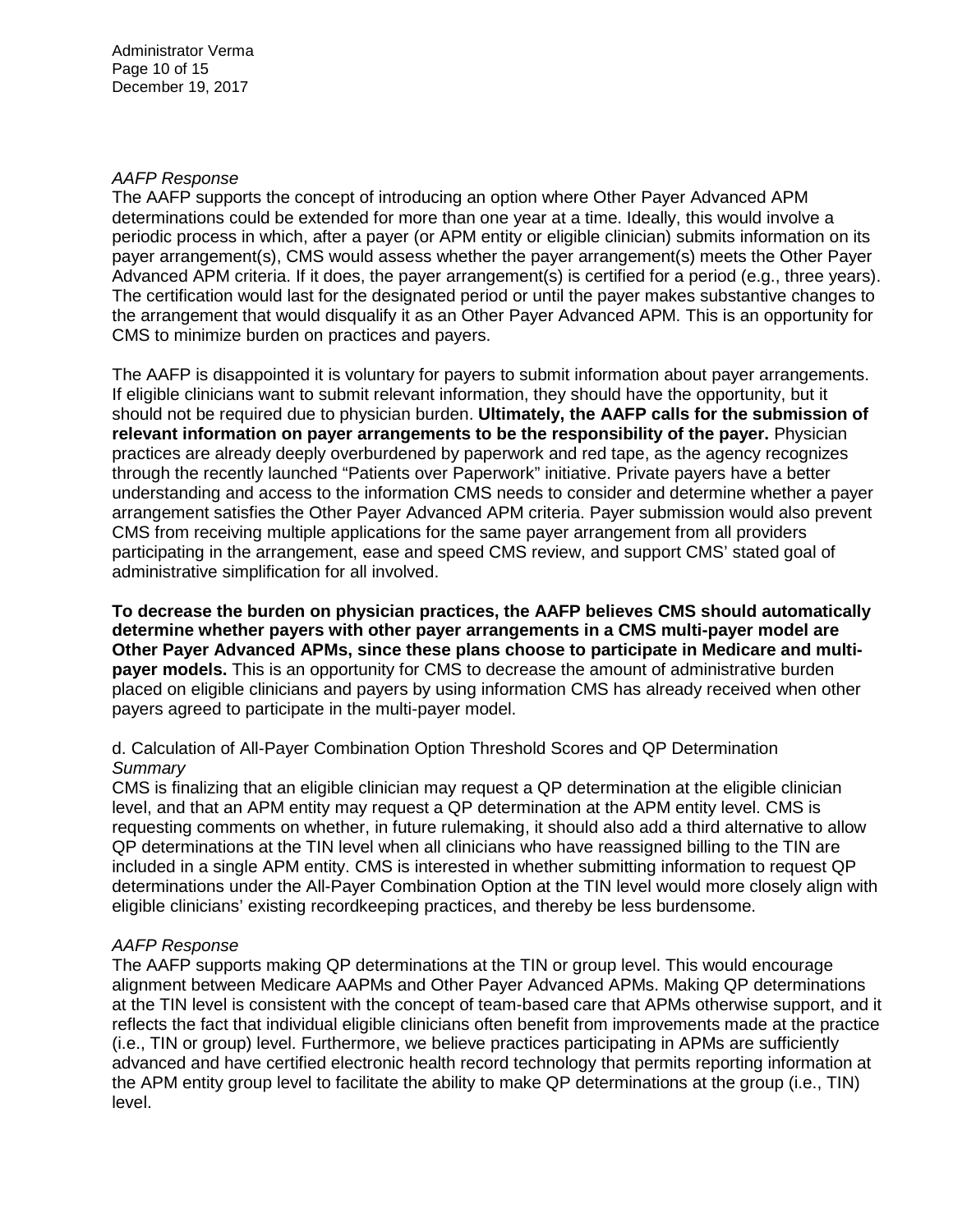*AAFP Response*
The AAFP supports the concept of introducing an option where Other Payer Advanced APM determinations could be extended for more than one year at a time. Ideally, this would involve a periodic process in which, after a payer (or APM entity or eligible clinician) submits information on its payer arrangement(s), CMS would assess whether the payer arrangement(s) meets the Other Payer Advanced APM criteria. If it does, the payer arrangement(s) is certified for a period (e.g., three years). The certification would last for the designated period or until the payer makes substantive changes to the arrangement that would disqualify it as an Other Payer Advanced APM. This is an opportunity for CMS to minimize burden on practices and payers.

The AAFP is disappointed it is voluntary for payers to submit information about payer arrangements. If eligible clinicians want to submit relevant information, they should have the opportunity, but it should not be required due to physician burden. **Ultimately, the AAFP calls for the submission of relevant information on payer arrangements to be the responsibility of the payer.** Physician practices are already deeply overburdened by paperwork and red tape, as the agency recognizes through the recently launched "Patients over Paperwork" initiative. Private payers have a better understanding and access to the information CMS needs to consider and determine whether a payer arrangement satisfies the Other Payer Advanced APM criteria. Payer submission would also prevent CMS from receiving multiple applications for the same payer arrangement from all providers participating in the arrangement, ease and speed CMS review, and support CMS' stated goal of administrative simplification for all involved.

**To decrease the burden on physician practices, the AAFP believes CMS should automatically determine whether payers with other payer arrangements in a CMS multi-payer model are Other Payer Advanced APMs, since these plans choose to participate in Medicare and multi-payer models.** This is an opportunity for CMS to decrease the amount of administrative burden placed on eligible clinicians and payers by using information CMS has already received when other payers agreed to participate in the multi-payer model.

d. Calculation of All-Payer Combination Option Threshold Scores and QP Determination
*Summary*
CMS is finalizing that an eligible clinician may request a QP determination at the eligible clinician level, and that an APM entity may request a QP determination at the APM entity level. CMS is requesting comments on whether, in future rulemaking, it should also add a third alternative to allow QP determinations at the TIN level when all clinicians who have reassigned billing to the TIN are included in a single APM entity. CMS is interested in whether submitting information to request QP determinations under the All-Payer Combination Option at the TIN level would more closely align with eligible clinicians' existing recordkeeping practices, and thereby be less burdensome.

*AAFP Response*
The AAFP supports making QP determinations at the TIN or group level. This would encourage alignment between Medicare AAPMs and Other Payer Advanced APMs. Making QP determinations at the TIN level is consistent with the concept of team-based care that APMs otherwise support, and it reflects the fact that individual eligible clinicians often benefit from improvements made at the practice (i.e., TIN or group) level. Furthermore, we believe practices participating in APMs are sufficiently advanced and have certified electronic health record technology that permits reporting information at the APM entity group level to facilitate the ability to make QP determinations at the group (i.e., TIN) level.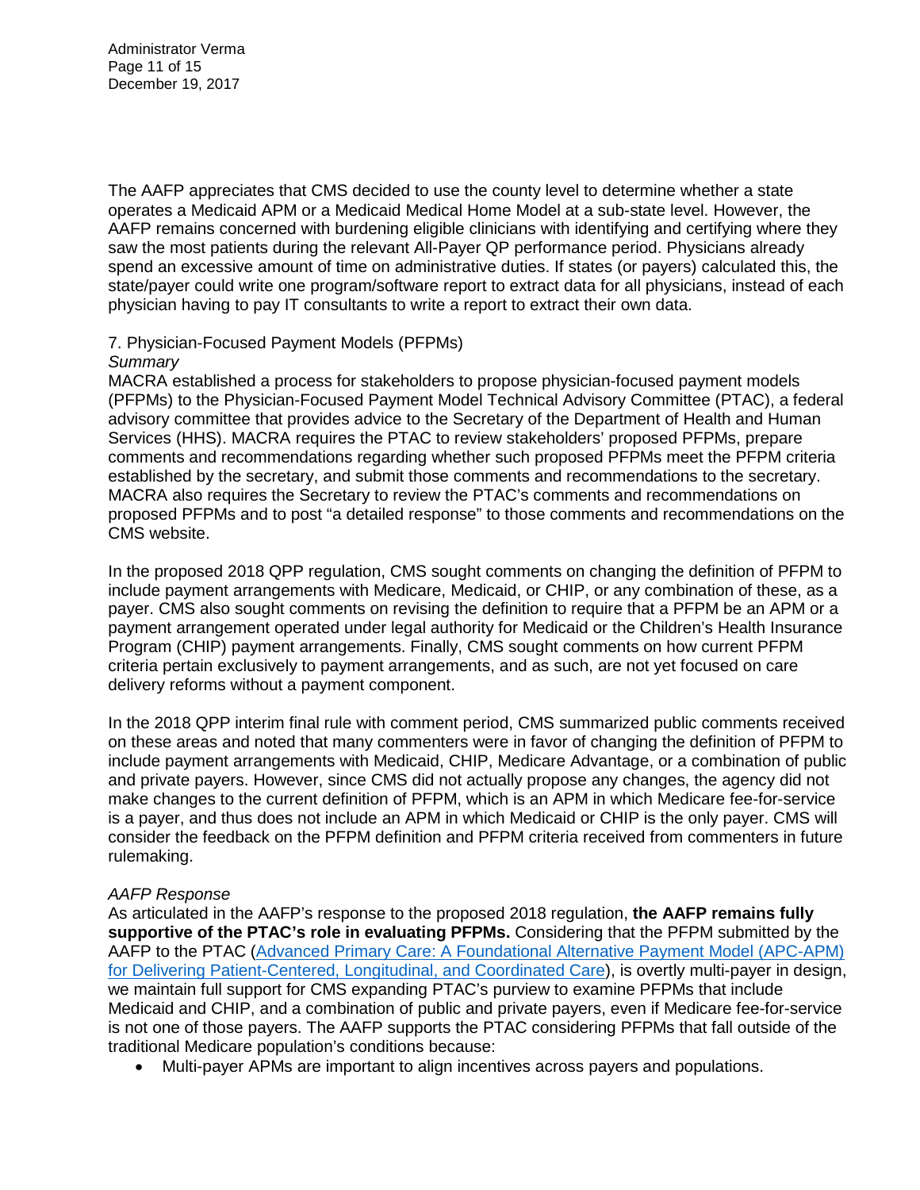The AAFP appreciates that CMS decided to use the county level to determine whether a state operates a Medicaid APM or a Medicaid Medical Home Model at a sub-state level. However, the AAFP remains concerned with burdening eligible clinicians with identifying and certifying where they saw the most patients during the relevant All-Payer QP performance period. Physicians already spend an excessive amount of time on administrative duties. If states (or payers) calculated this, the state/payer could write one program/software report to extract data for all physicians, instead of each physician having to pay IT consultants to write a report to extract their own data.

7. Physician-Focused Payment Models (PFPMs)

*Summary*

MACRA established a process for stakeholders to propose physician-focused payment models (PFPMs) to the Physician-Focused Payment Model Technical Advisory Committee (PTAC), a federal advisory committee that provides advice to the Secretary of the Department of Health and Human Services (HHS). MACRA requires the PTAC to review stakeholders' proposed PFPMs, prepare comments and recommendations regarding whether such proposed PFPMs meet the PFPM criteria established by the secretary, and submit those comments and recommendations to the secretary. MACRA also requires the Secretary to review the PTAC's comments and recommendations on proposed PFPMs and to post "a detailed response" to those comments and recommendations on the CMS website.

In the proposed 2018 QPP regulation, CMS sought comments on changing the definition of PFPM to include payment arrangements with Medicare, Medicaid, or CHIP, or any combination of these, as a payer. CMS also sought comments on revising the definition to require that a PFPM be an APM or a payment arrangement operated under legal authority for Medicaid or the Children's Health Insurance Program (CHIP) payment arrangements. Finally, CMS sought comments on how current PFPM criteria pertain exclusively to payment arrangements, and as such, are not yet focused on care delivery reforms without a payment component.

In the 2018 QPP interim final rule with comment period, CMS summarized public comments received on these areas and noted that many commenters were in favor of changing the definition of PFPM to include payment arrangements with Medicaid, CHIP, Medicare Advantage, or a combination of public and private payers. However, since CMS did not actually propose any changes, the agency did not make changes to the current definition of PFPM, which is an APM in which Medicare fee-for-service is a payer, and thus does not include an APM in which Medicaid or CHIP is the only payer. CMS will consider the feedback on the PFPM definition and PFPM criteria received from commenters in future rulemaking.

*AAFP Response*

As articulated in the AAFP's response to the proposed 2018 regulation, **the AAFP remains fully supportive of the PTAC's role in evaluating PFPMs.** Considering that the PFPM submitted by the AAFP to the PTAC ([Advanced Primary Care: A Foundational Alternative Payment Model (APC-APM) for Delivering Patient-Centered, Longitudinal, and Coordinated Care]()), is overtly multi-payer in design, we maintain full support for CMS expanding PTAC's purview to examine PFPMs that include Medicaid and CHIP, and a combination of public and private payers, even if Medicare fee-for-service is not one of those payers. The AAFP supports the PTAC considering PFPMs that fall outside of the traditional Medicare population's conditions because:

- Multi-payer APMs are important to align incentives across payers and populations.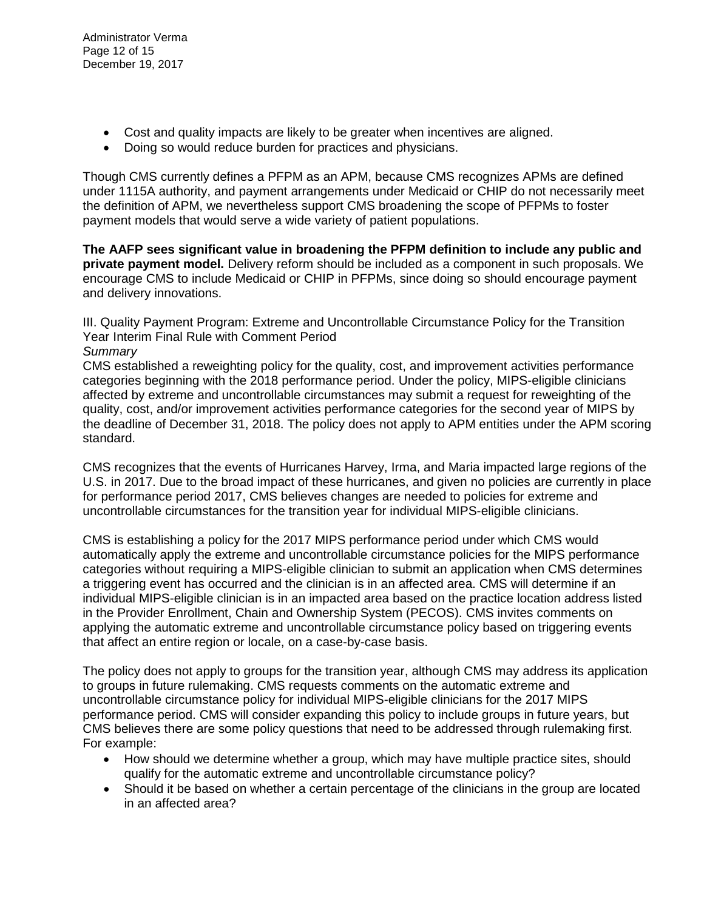- Cost and quality impacts are likely to be greater when incentives are aligned.
- Doing so would reduce burden for practices and physicians.

Though CMS currently defines a PFPM as an APM, because CMS recognizes APMs are defined under 1115A authority, and payment arrangements under Medicaid or CHIP do not necessarily meet the definition of APM, we nevertheless support CMS broadening the scope of PFPMs to foster payment models that would serve a wide variety of patient populations.

**The AAFP sees significant value in broadening the PFPM definition to include any public and private payment model.** Delivery reform should be included as a component in such proposals. We encourage CMS to include Medicaid or CHIP in PFPMs, since doing so should encourage payment and delivery innovations.

III. Quality Payment Program: Extreme and Uncontrollable Circumstance Policy for the Transition Year Interim Final Rule with Comment Period

*Summary*

CMS established a reweighting policy for the quality, cost, and improvement activities performance categories beginning with the 2018 performance period. Under the policy, MIPS-eligible clinicians affected by extreme and uncontrollable circumstances may submit a request for reweighting of the quality, cost, and/or improvement activities performance categories for the second year of MIPS by the deadline of December 31, 2018. The policy does not apply to APM entities under the APM scoring standard.

CMS recognizes that the events of Hurricanes Harvey, Irma, and Maria impacted large regions of the U.S. in 2017. Due to the broad impact of these hurricanes, and given no policies are currently in place for performance period 2017, CMS believes changes are needed to policies for extreme and uncontrollable circumstances for the transition year for individual MIPS-eligible clinicians.

CMS is establishing a policy for the 2017 MIPS performance period under which CMS would automatically apply the extreme and uncontrollable circumstance policies for the MIPS performance categories without requiring a MIPS-eligible clinician to submit an application when CMS determines a triggering event has occurred and the clinician is in an affected area. CMS will determine if an individual MIPS-eligible clinician is in an impacted area based on the practice location address listed in the Provider Enrollment, Chain and Ownership System (PECOS). CMS invites comments on applying the automatic extreme and uncontrollable circumstance policy based on triggering events that affect an entire region or locale, on a case-by-case basis.

The policy does not apply to groups for the transition year, although CMS may address its application to groups in future rulemaking. CMS requests comments on the automatic extreme and uncontrollable circumstance policy for individual MIPS-eligible clinicians for the 2017 MIPS performance period. CMS will consider expanding this policy to include groups in future years, but CMS believes there are some policy questions that need to be addressed through rulemaking first. For example:

- How should we determine whether a group, which may have multiple practice sites, should qualify for the automatic extreme and uncontrollable circumstance policy?
- Should it be based on whether a certain percentage of the clinicians in the group are located in an affected area?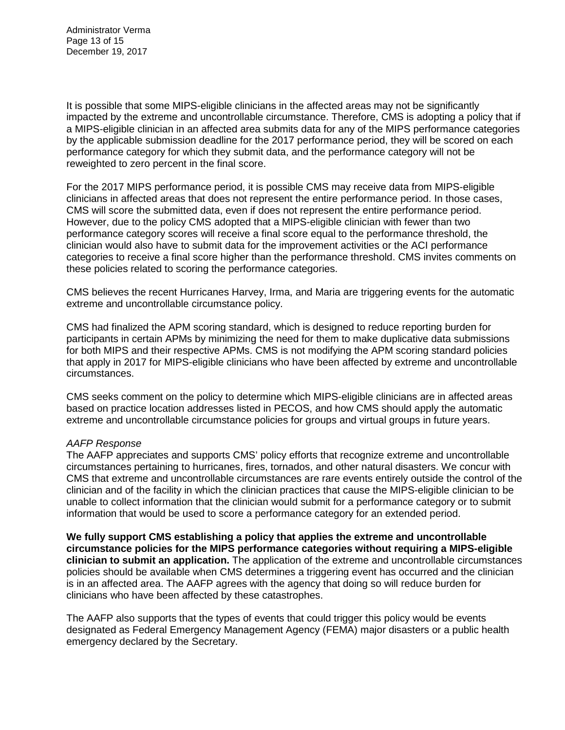It is possible that some MIPS-eligible clinicians in the affected areas may not be significantly impacted by the extreme and uncontrollable circumstance. Therefore, CMS is adopting a policy that if a MIPS-eligible clinician in an affected area submits data for any of the MIPS performance categories by the applicable submission deadline for the 2017 performance period, they will be scored on each performance category for which they submit data, and the performance category will not be reweighted to zero percent in the final score.

For the 2017 MIPS performance period, it is possible CMS may receive data from MIPS-eligible clinicians in affected areas that does not represent the entire performance period. In those cases, CMS will score the submitted data, even if does not represent the entire performance period. However, due to the policy CMS adopted that a MIPS-eligible clinician with fewer than two performance category scores will receive a final score equal to the performance threshold, the clinician would also have to submit data for the improvement activities or the ACI performance categories to receive a final score higher than the performance threshold. CMS invites comments on these policies related to scoring the performance categories.

CMS believes the recent Hurricanes Harvey, Irma, and Maria are triggering events for the automatic extreme and uncontrollable circumstance policy.

CMS had finalized the APM scoring standard, which is designed to reduce reporting burden for participants in certain APMs by minimizing the need for them to make duplicative data submissions for both MIPS and their respective APMs. CMS is not modifying the APM scoring standard policies that apply in 2017 for MIPS-eligible clinicians who have been affected by extreme and uncontrollable circumstances.

CMS seeks comment on the policy to determine which MIPS-eligible clinicians are in affected areas based on practice location addresses listed in PECOS, and how CMS should apply the automatic extreme and uncontrollable circumstance policies for groups and virtual groups in future years.

*AAFP Response*

The AAFP appreciates and supports CMS' policy efforts that recognize extreme and uncontrollable circumstances pertaining to hurricanes, fires, tornados, and other natural disasters. We concur with CMS that extreme and uncontrollable circumstances are rare events entirely outside the control of the clinician and of the facility in which the clinician practices that cause the MIPS-eligible clinician to be unable to collect information that the clinician would submit for a performance category or to submit information that would be used to score a performance category for an extended period.

**We fully support CMS establishing a policy that applies the extreme and uncontrollable circumstance policies for the MIPS performance categories without requiring a MIPS-eligible clinician to submit an application.** The application of the extreme and uncontrollable circumstances policies should be available when CMS determines a triggering event has occurred and the clinician is in an affected area. The AAFP agrees with the agency that doing so will reduce burden for clinicians who have been affected by these catastrophes.

The AAFP also supports that the types of events that could trigger this policy would be events designated as Federal Emergency Management Agency (FEMA) major disasters or a public health emergency declared by the Secretary.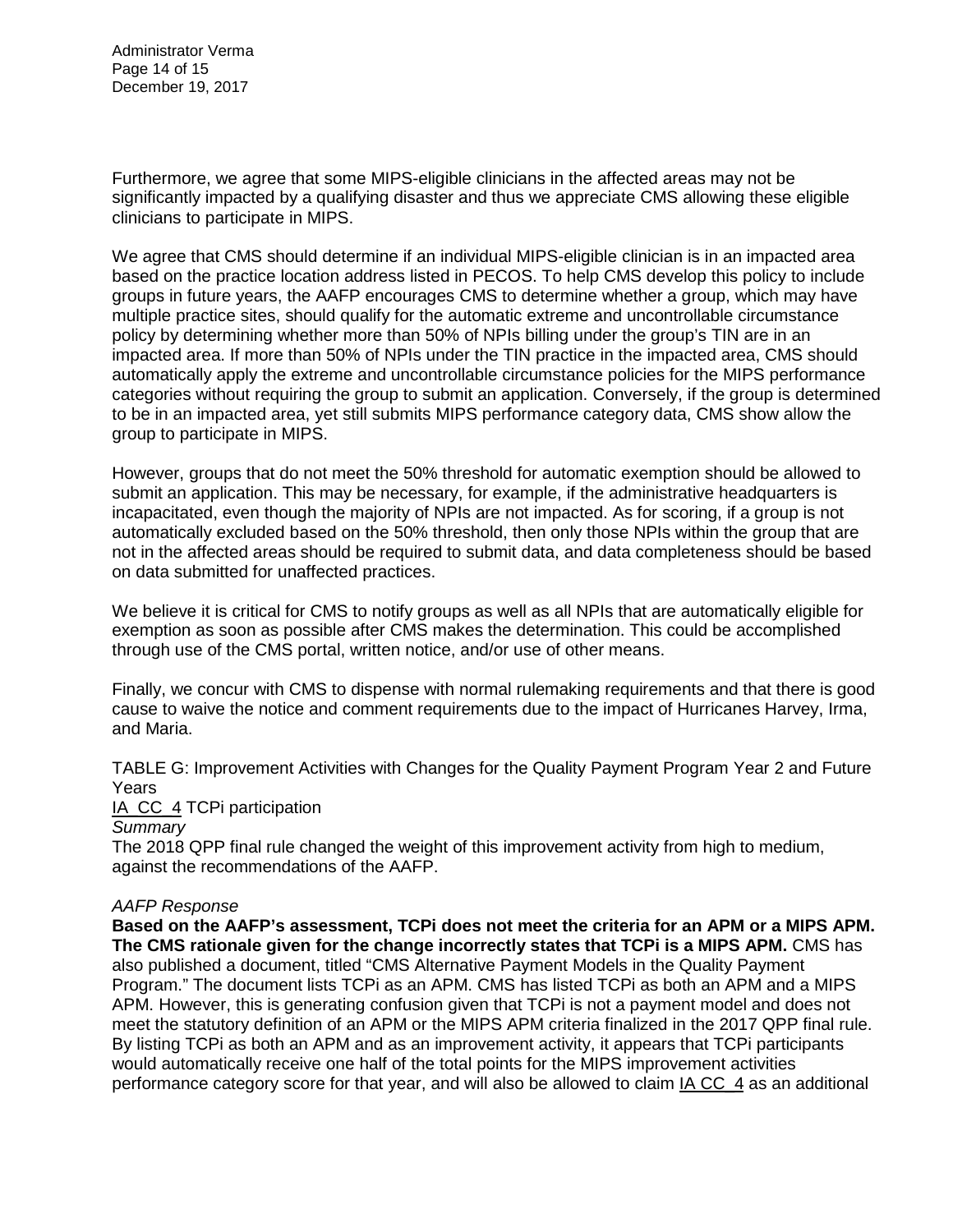Furthermore, we agree that some MIPS-eligible clinicians in the affected areas may not be significantly impacted by a qualifying disaster and thus we appreciate CMS allowing these eligible clinicians to participate in MIPS.

We agree that CMS should determine if an individual MIPS-eligible clinician is in an impacted area based on the practice location address listed in PECOS. To help CMS develop this policy to include groups in future years, the AAFP encourages CMS to determine whether a group, which may have multiple practice sites, should qualify for the automatic extreme and uncontrollable circumstance policy by determining whether more than 50% of NPIs billing under the group's TIN are in an impacted area. If more than 50% of NPIs under the TIN practice in the impacted area, CMS should automatically apply the extreme and uncontrollable circumstance policies for the MIPS performance categories without requiring the group to submit an application. Conversely, if the group is determined to be in an impacted area, yet still submits MIPS performance category data, CMS show allow the group to participate in MIPS.

However, groups that do not meet the 50% threshold for automatic exemption should be allowed to submit an application. This may be necessary, for example, if the administrative headquarters is incapacitated, even though the majority of NPIs are not impacted. As for scoring, if a group is not automatically excluded based on the 50% threshold, then only those NPIs within the group that are not in the affected areas should be required to submit data, and data completeness should be based on data submitted for unaffected practices.

We believe it is critical for CMS to notify groups as well as all NPIs that are automatically eligible for exemption as soon as possible after CMS makes the determination. This could be accomplished through use of the CMS portal, written notice, and/or use of other means.

Finally, we concur with CMS to dispense with normal rulemaking requirements and that there is good cause to waive the notice and comment requirements due to the impact of Hurricanes Harvey, Irma, and Maria.

TABLE G: Improvement Activities with Changes for the Quality Payment Program Year 2 and Future Years

IA_CC_4 TCPi participation

*Summary*

The 2018 QPP final rule changed the weight of this improvement activity from high to medium, against the recommendations of the AAFP.

*AAFP Response*

**Based on the AAFP's assessment, TCPi does not meet the criteria for an APM or a MIPS APM. The CMS rationale given for the change incorrectly states that TCPi is a MIPS APM.** CMS has also published a document, titled "CMS Alternative Payment Models in the Quality Payment Program." The document lists TCPi as an APM. CMS has listed TCPi as both an APM and a MIPS APM. However, this is generating confusion given that TCPi is not a payment model and does not meet the statutory definition of an APM or the MIPS APM criteria finalized in the 2017 QPP final rule. By listing TCPi as both an APM and as an improvement activity, it appears that TCPi participants would automatically receive one half of the total points for the MIPS improvement activities performance category score for that year, and will also be allowed to claim IA_CC_4 as an additional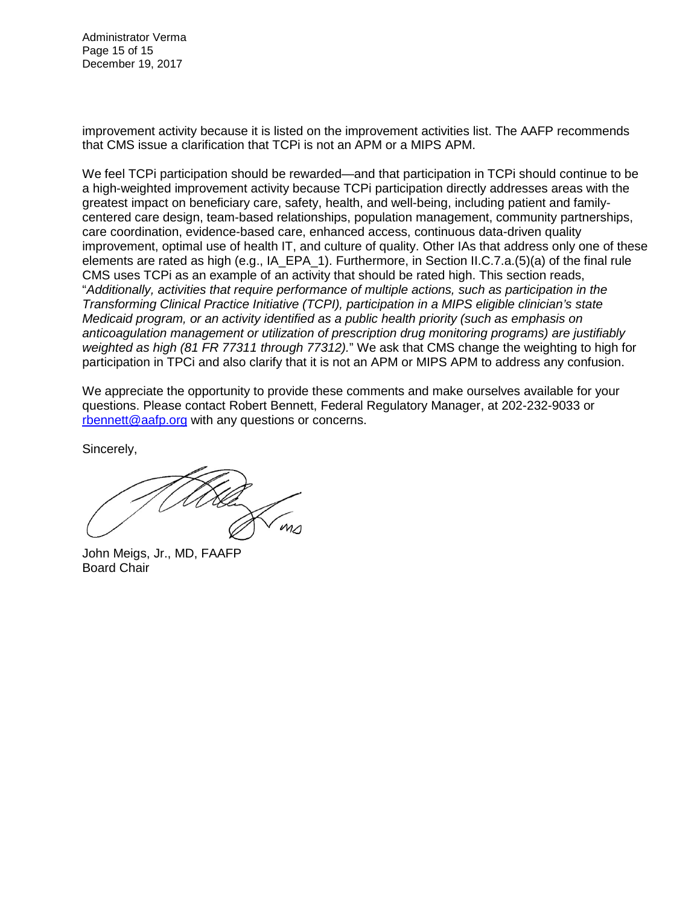improvement activity because it is listed on the improvement activities list. The AAFP recommends that CMS issue a clarification that TCPi is not an APM or a MIPS APM.

We feel TCPi participation should be rewarded—and that participation in TCPi should continue to be a high-weighted improvement activity because TCPi participation directly addresses areas with the greatest impact on beneficiary care, safety, health, and well-being, including patient and family-centered care design, team-based relationships, population management, community partnerships, care coordination, evidence-based care, enhanced access, continuous data-driven quality improvement, optimal use of health IT, and culture of quality. Other IAs that address only one of these elements are rated as high (e.g., IA_EPA_1). Furthermore, in Section II.C.7.a.(5)(a) of the final rule CMS uses TCPi as an example of an activity that should be rated high. This section reads, "*Additionally, activities that require performance of multiple actions, such as participation in the Transforming Clinical Practice Initiative (TCPI), participation in a MIPS eligible clinician's state Medicaid program, or an activity identified as a public health priority (such as emphasis on anticoagulation management or utilization of prescription drug monitoring programs) are justifiably weighted as high (81 FR 77311 through 77312).*" We ask that CMS change the weighting to high for participation in TPCi and also clarify that it is not an APM or MIPS APM to address any confusion.

We appreciate the opportunity to provide these comments and make ourselves available for your questions. Please contact Robert Bennett, Federal Regulatory Manager, at 202-232-9033 or [rbennett@aafp.org](mailto:rbennett@aafp.org) with any questions or concerns.

Sincerely,

John Meigs, Jr., MD, FAAFP
Board Chair